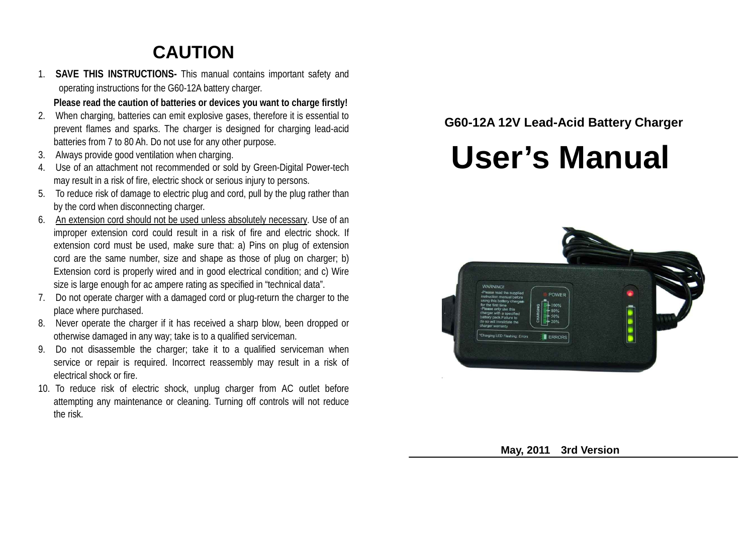# CAUTION

1. **SAVE THIS INSTRUCTIONS-** This manual contains important safety and operating instructions for the G60-12A battery charger.

   **Please read the caution of batteries or devices you want to charge firstly!**
2. When charging, batteries can emit explosive gases, therefore it is essential to prevent flames and sparks. The charger is designed for charging lead-acid batteries from 7 to 80 Ah. Do not use for any other purpose.
3. Always provide good ventilation when charging.
4. Use of an attachment not recommended or sold by Green-Digital Power-tech may result in a risk of fire, electric shock or serious injury to persons.
5. To reduce risk of damage to electric plug and cord, pull by the plug rather than by the cord when disconnecting charger.
6. <u>An extension cord should not be used unless absolutely necessary</u>. Use of an improper extension cord could result in a risk of fire and electric shock. If extension cord must be used, make sure that: a) Pins on plug of extension cord are the same number, size and shape as those of plug on charger; b) Extension cord is properly wired and in good electrical condition; and c) Wire size is large enough for ac ampere rating as specified in "technical data".
7. Do not operate charger with a damaged cord or plug-return the charger to the place where purchased.
8. Never operate the charger if it has received a sharp blow, been dropped or otherwise damaged in any way; take is to a qualified serviceman.
9. Do not disassemble the charger; take it to a qualified serviceman when service or repair is required. Incorrect reassembly may result in a risk of electrical shock or fire.
10. To reduce risk of electric shock, unplug charger from AC outlet before attempting any maintenance or cleaning. Turning off controls will not reduce the risk.

**G60-12A 12V Lead-Acid Battery Charger**

# User's Manual

**May, 2011 3rd Version**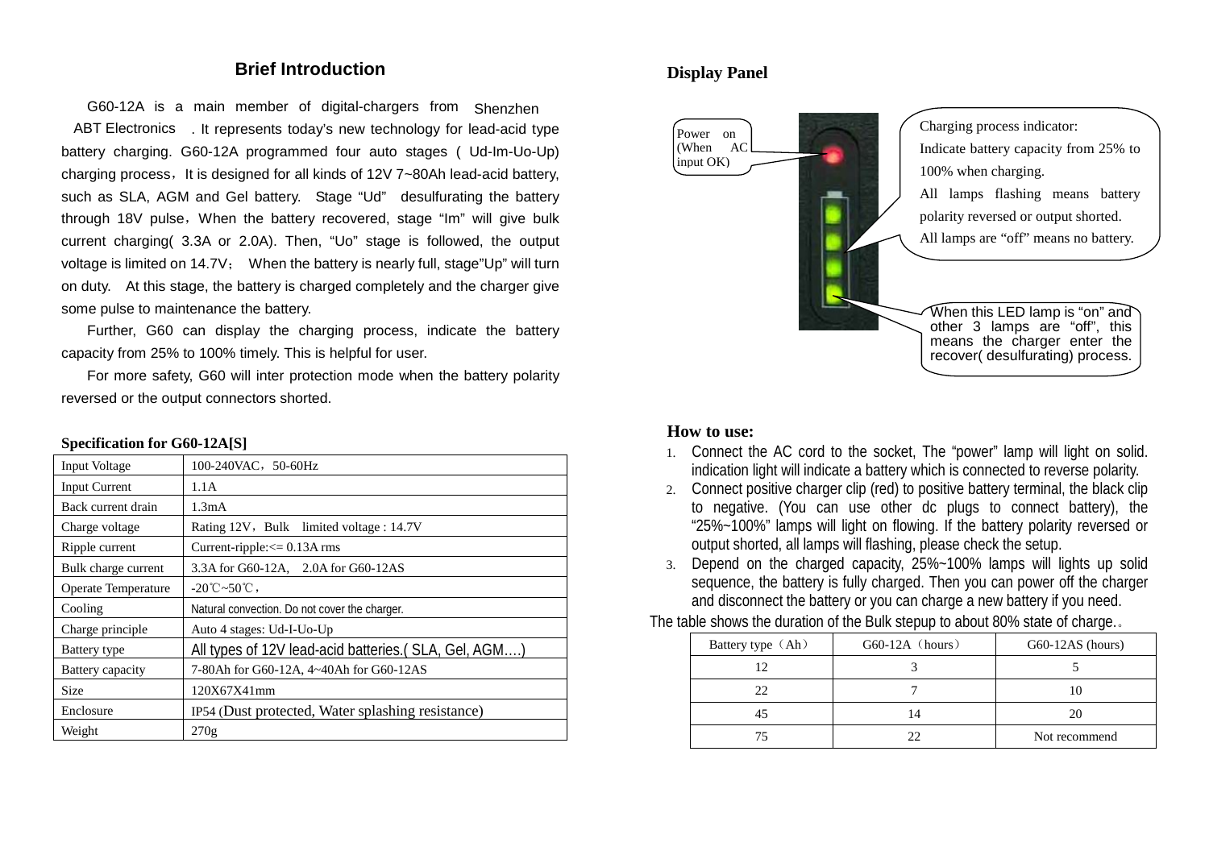## Brief Introduction

G60-12A is a main member of digital-chargers from Shenzhen ABT Electronics . It represents today's new technology for lead-acid type battery charging. G60-12A programmed four auto stages ( Ud-Im-Uo-Up) charging process，It is designed for all kinds of 12V 7~80Ah lead-acid battery, such as SLA, AGM and Gel battery. Stage "Ud" desulfurating the battery through 18V pulse，When the battery recovered, stage "Im" will give bulk current charging( 3.3A or 2.0A). Then, "Uo" stage is followed, the output voltage is limited on 14.7V； When the battery is nearly full, stage"Up" will turn on duty. At this stage, the battery is charged completely and the charger give some pulse to maintenance the battery.

Further, G60 can display the charging process, indicate the battery capacity from 25% to 100% timely. This is helpful for user.

For more safety, G60 will inter protection mode when the battery polarity reversed or the output connectors shorted.

**Specification for G60-12A[S]**

| | |
|---|---|
| Input Voltage | 100-240VAC，50-60Hz |
| Input Current | 1.1A |
| Back current drain | 1.3mA |
| Charge voltage | Rating 12V，Bulk limited voltage : 14.7V |
| Ripple current | Current-ripple:<= 0.13A rms |
| Bulk charge current | 3.3A for G60-12A, 2.0A for G60-12AS |
| Operate Temperature | -20℃~50℃， |
| Cooling | Natural convection. Do not cover the charger. |
| Charge principle | Auto 4 stages: Ud-I-Uo-Up |
| Battery type | All types of 12V lead-acid batteries.( SLA, Gel, AGM….) |
| Battery capacity | 7-80Ah for G60-12A, 4~40Ah for G60-12AS |
| Size | 120X67X41mm |
| Enclosure | IP54 (Dust protected, Water splashing resistance) |
| Weight | 270g |

## Display Panel

Power on (When AC input OK)

Charging process indicator:
Indicate battery capacity from 25% to 100% when charging.
All lamps flashing means battery polarity reversed or output shorted.
All lamps are "off" means no battery.

When this LED lamp is "on" and other 3 lamps are "off", this means the charger enter the recover( desulfurating) process.

**How to use:**

1. Connect the AC cord to the socket, The "power" lamp will light on solid. indication light will indicate a battery which is connected to reverse polarity.
2. Connect positive charger clip (red) to positive battery terminal, the black clip to negative. (You can use other dc plugs to connect battery), the "25%~100%" lamps will light on flowing. If the battery polarity reversed or output shorted, all lamps will flashing, please check the setup.
3. Depend on the charged capacity, 25%~100% lamps will lights up solid sequence, the battery is fully charged. Then you can power off the charger and disconnect the battery or you can charge a new battery if you need.

The table shows the duration of the Bulk stepup to about 80% state of charge.。

| Battery type（Ah） | G60-12A（hours） | G60-12AS (hours) |
|---|---|---|
| 12 | 3 | 5 |
| 22 | 7 | 10 |
| 45 | 14 | 20 |
| 75 | 22 | Not recommend |